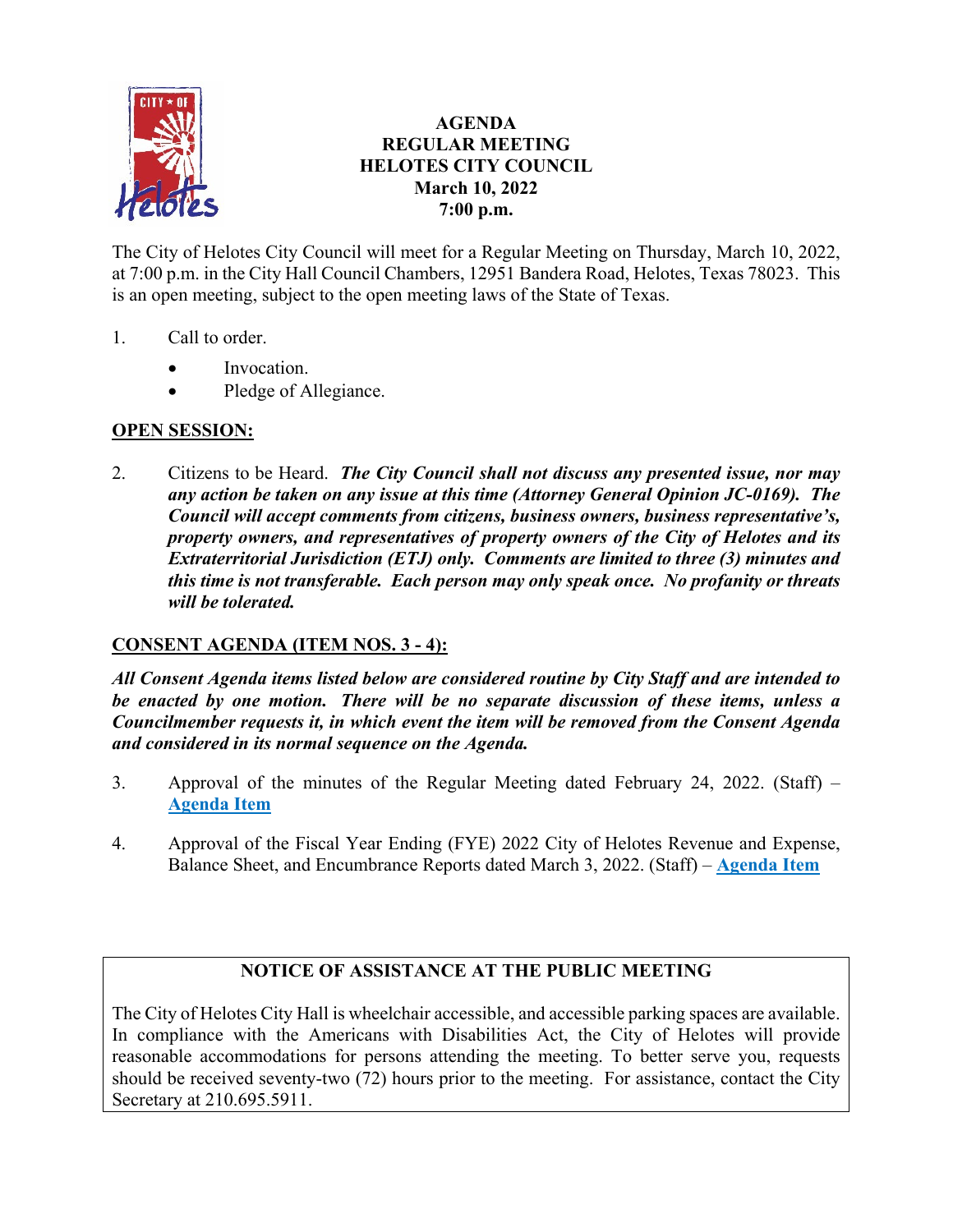# AGENDA
## REGULAR MEETING
## HELOTES CITY COUNCIL
**March 10, 2022**
**7:00 p.m.**

The City of Helotes City Council will meet for a Regular Meeting on Thursday, March 10, 2022, at 7:00 p.m. in the City Hall Council Chambers, 12951 Bandera Road, Helotes, Texas 78023. This is an open meeting, subject to the open meeting laws of the State of Texas.

1. Call to order.
   - Invocation.
   - Pledge of Allegiance.

**OPEN SESSION:**

2. Citizens to be Heard. ***The City Council shall not discuss any presented issue, nor may any action be taken on any issue at this time (Attorney General Opinion JC-0169). The Council will accept comments from citizens, business owners, business representative's, property owners, and representatives of property owners of the City of Helotes and its Extraterritorial Jurisdiction (ETJ) only. Comments are limited to three (3) minutes and this time is not transferable. Each person may only speak once. No profanity or threats will be tolerated.***

**CONSENT AGENDA (ITEM NOS. 3 - 4):**

***All Consent Agenda items listed below are considered routine by City Staff and are intended to be enacted by one motion. There will be no separate discussion of these items, unless a Councilmember requests it, in which event the item will be removed from the Consent Agenda and considered in its normal sequence on the Agenda.***

3. Approval of the minutes of the Regular Meeting dated February 24, 2022. (Staff) – **Agenda Item**

4. Approval of the Fiscal Year Ending (FYE) 2022 City of Helotes Revenue and Expense, Balance Sheet, and Encumbrance Reports dated March 3, 2022. (Staff) – **Agenda Item**

**NOTICE OF ASSISTANCE AT THE PUBLIC MEETING**

The City of Helotes City Hall is wheelchair accessible, and accessible parking spaces are available. In compliance with the Americans with Disabilities Act, the City of Helotes will provide reasonable accommodations for persons attending the meeting. To better serve you, requests should be received seventy-two (72) hours prior to the meeting. For assistance, contact the City Secretary at 210.695.5911.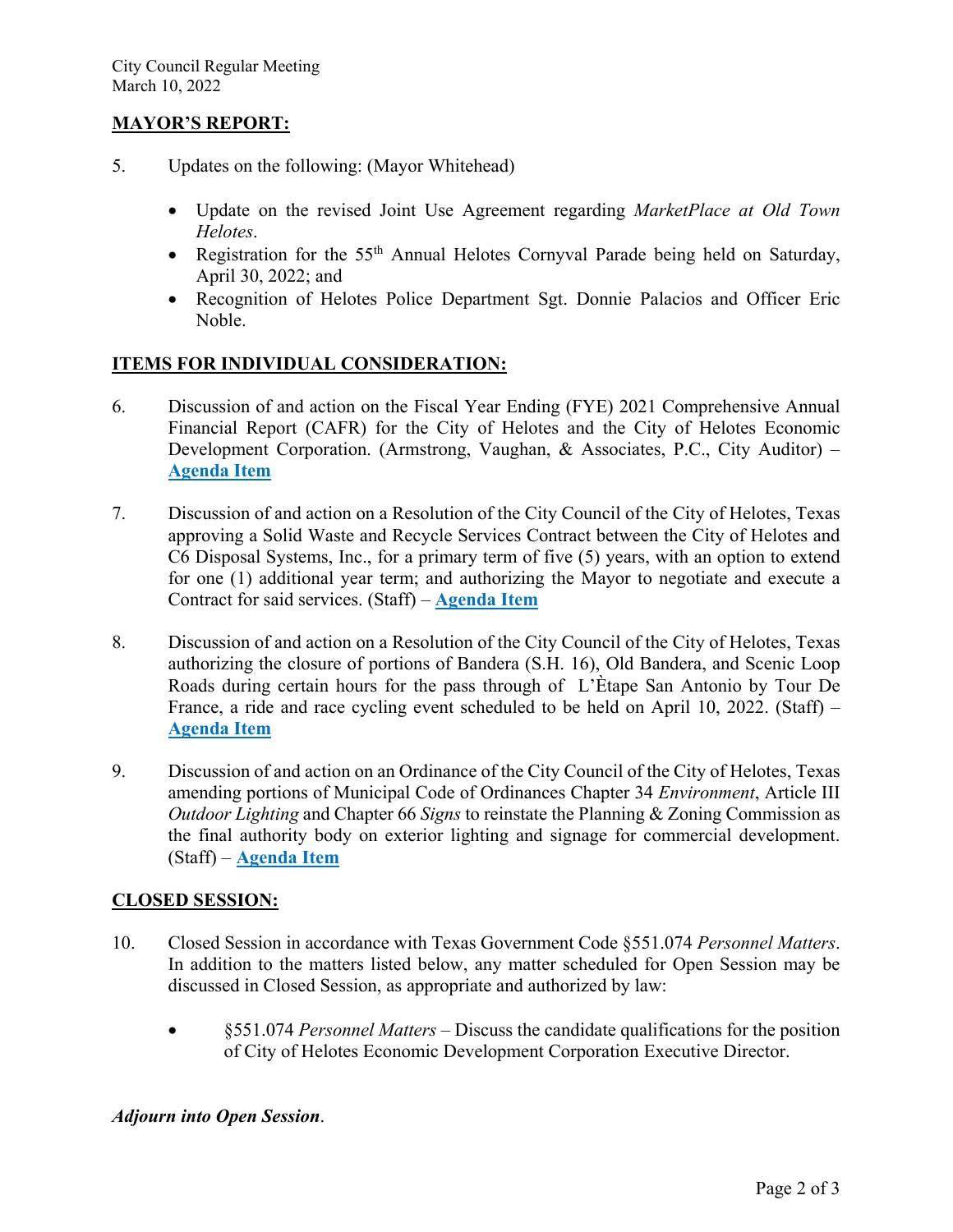## MAYOR'S REPORT:

5. Updates on the following: (Mayor Whitehead)

   - Update on the revised Joint Use Agreement regarding *MarketPlace at Old Town Helotes*.
   - Registration for the 55th Annual Helotes Cornyval Parade being held on Saturday, April 30, 2022; and
   - Recognition of Helotes Police Department Sgt. Donnie Palacios and Officer Eric Noble.

## ITEMS FOR INDIVIDUAL CONSIDERATION:

6. Discussion of and action on the Fiscal Year Ending (FYE) 2021 Comprehensive Annual Financial Report (CAFR) for the City of Helotes and the City of Helotes Economic Development Corporation. (Armstrong, Vaughan, & Associates, P.C., City Auditor) – **Agenda Item**

7. Discussion of and action on a Resolution of the City Council of the City of Helotes, Texas approving a Solid Waste and Recycle Services Contract between the City of Helotes and C6 Disposal Systems, Inc., for a primary term of five (5) years, with an option to extend for one (1) additional year term; and authorizing the Mayor to negotiate and execute a Contract for said services. (Staff) – **Agenda Item**

8. Discussion of and action on a Resolution of the City Council of the City of Helotes, Texas authorizing the closure of portions of Bandera (S.H. 16), Old Bandera, and Scenic Loop Roads during certain hours for the pass through of L'Ètape San Antonio by Tour De France, a ride and race cycling event scheduled to be held on April 10, 2022. (Staff) – **Agenda Item**

9. Discussion of and action on an Ordinance of the City Council of the City of Helotes, Texas amending portions of Municipal Code of Ordinances Chapter 34 *Environment*, Article III *Outdoor Lighting* and Chapter 66 *Signs* to reinstate the Planning & Zoning Commission as the final authority body on exterior lighting and signage for commercial development. (Staff) – **Agenda Item**

## CLOSED SESSION:

10. Closed Session in accordance with Texas Government Code §551.074 *Personnel Matters*. In addition to the matters listed below, any matter scheduled for Open Session may be discussed in Closed Session, as appropriate and authorized by law:

    - §551.074 *Personnel Matters* – Discuss the candidate qualifications for the position of City of Helotes Economic Development Corporation Executive Director.

***Adjourn into Open Session*.**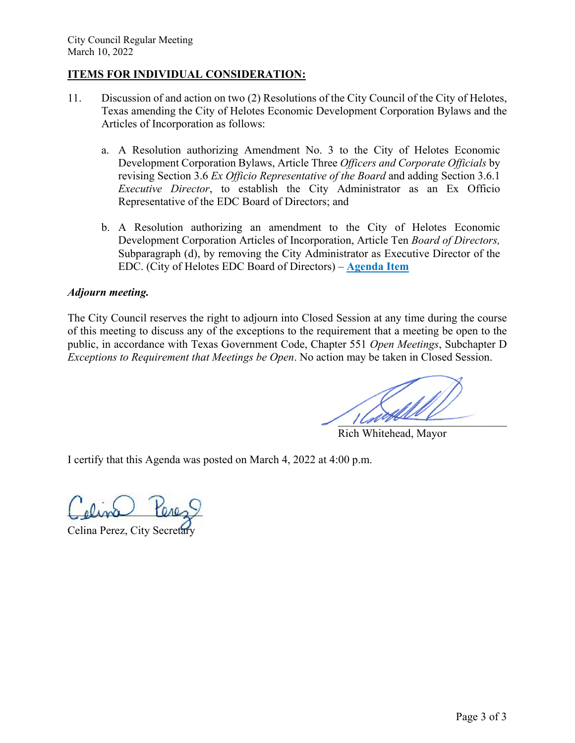City Council Regular Meeting
March 10, 2022

**ITEMS FOR INDIVIDUAL CONSIDERATION:**

11. Discussion of and action on two (2) Resolutions of the City Council of the City of Helotes, Texas amending the City of Helotes Economic Development Corporation Bylaws and the Articles of Incorporation as follows:

    a. A Resolution authorizing Amendment No. 3 to the City of Helotes Economic Development Corporation Bylaws, Article Three *Officers and Corporate Officials* by revising Section 3.6 *Ex Officio Representative of the Board* and adding Section 3.6.1 *Executive Director*, to establish the City Administrator as an Ex Officio Representative of the EDC Board of Directors; and

    b. A Resolution authorizing an amendment to the City of Helotes Economic Development Corporation Articles of Incorporation, Article Ten *Board of Directors,* Subparagraph (d), by removing the City Administrator as Executive Director of the EDC. (City of Helotes EDC Board of Directors) – **Agenda Item**

***Adjourn meeting.***

The City Council reserves the right to adjourn into Closed Session at any time during the course of this meeting to discuss any of the exceptions to the requirement that a meeting be open to the public, in accordance with Texas Government Code, Chapter 551 *Open Meetings*, Subchapter D *Exceptions to Requirement that Meetings be Open*. No action may be taken in Closed Session.

Rich Whitehead, Mayor

I certify that this Agenda was posted on March 4, 2022 at 4:00 p.m.

Celina Perez, City Secretary